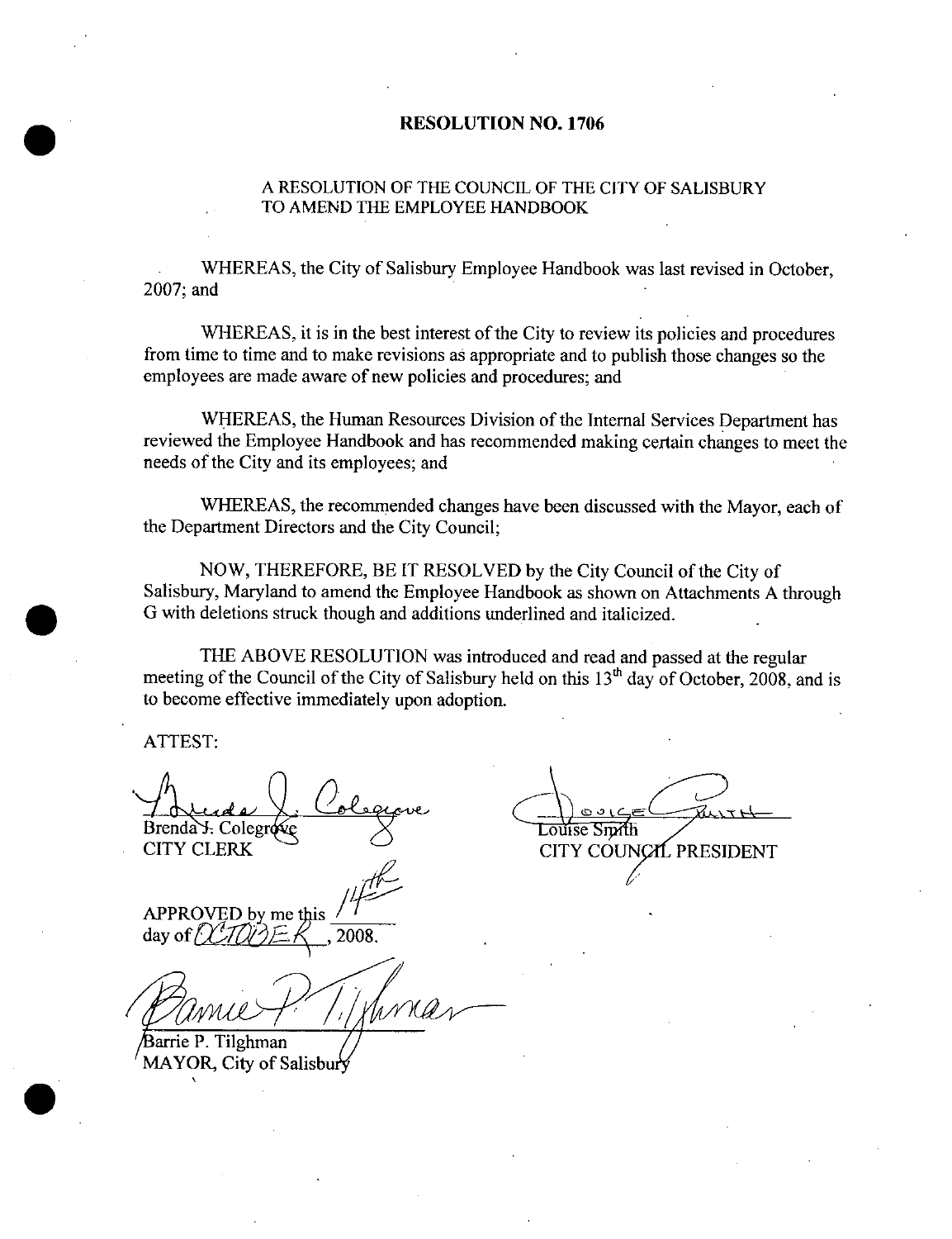# RESOLUTION NO. 1706

A RESOLUTION OF THE COUNCIL OF THE CITY OF SALISBURY TO AMEND THE EMPLOYEE HANDBOOK

WHEREAS, the City of Salisbury Employee Handbook was last revised in October, 2007; and

WHEREAS, it is in the best interest of the City to review its policies and procedures from time to time and to make revisions as appropriate and to publish those changes so the employees are made aware of new policies and procedures; and

WHEREAS, the Human Resources Division of the Internal Services Department has reviewed the Employee Handbook and has recommended making certain changes to meet the needs of the City and its employees; and

WHEREAS, the recommended changes have been discussed with the Mayor, each of the Department Directors and the City Council;

NOW, THEREFORE, BE IT RESOLVED by the City Council of the City of Salisbury, Maryland to amend the Employee Handbook as shown on Attachments A through G with deletions struck though and additions underlined and italicized.

THE ABOVE RESOLUTION was introduced and read and passed at the regular meeting of the Council of the City of Salisbury held on this 13th day of October, 2008, and is to become effective immediately upon adoption.

ATTEST:

Brenda J. Colegrove
CITY CLERK

Louise Smith
CITY COUNCIL PRESIDENT

APPROVED by me this 14th day of OCTOBER, 2008.

Barrie P. Tilghman
MAYOR, City of Salisbury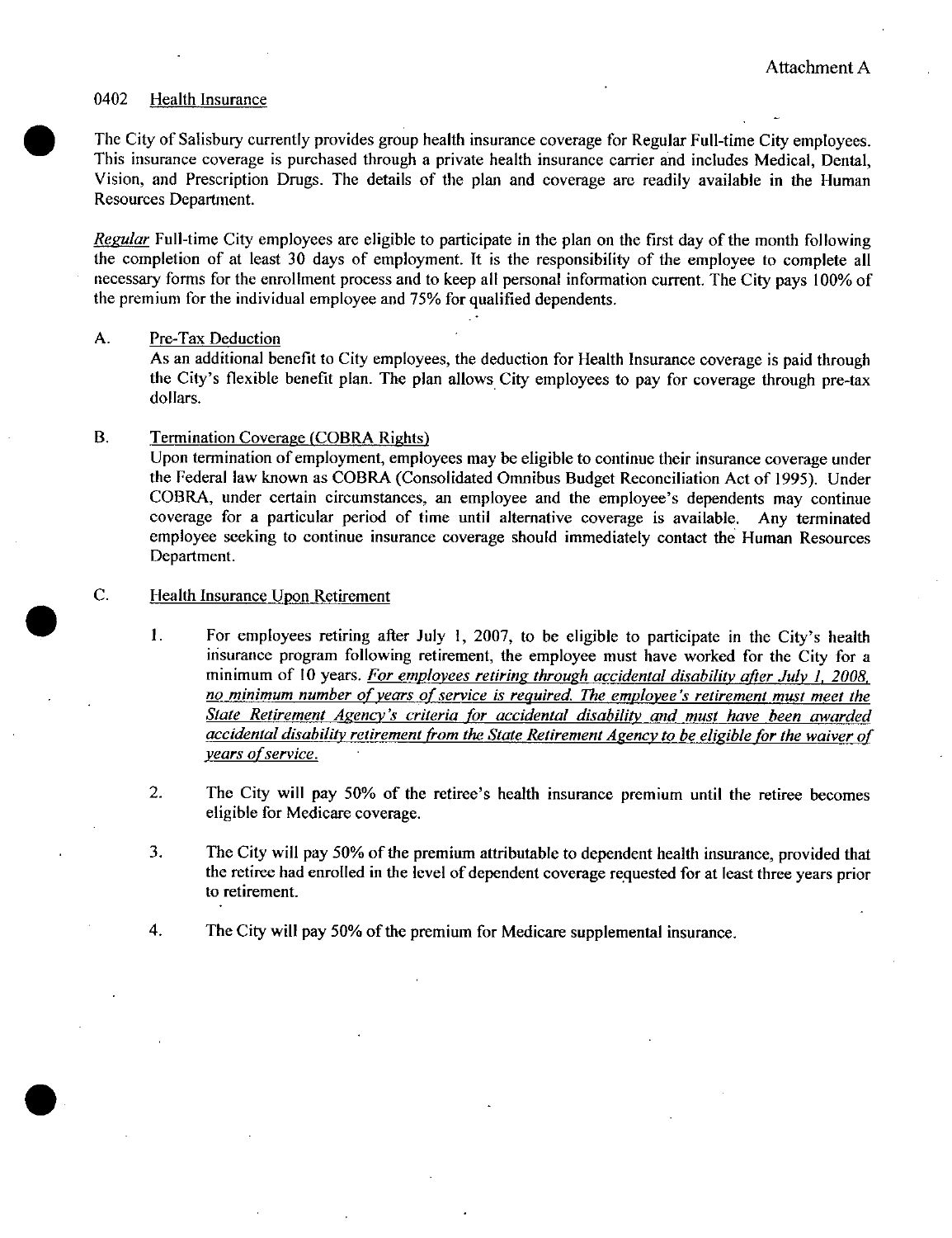Attachment A

## 0402 Health Insurance

The City of Salisbury currently provides group health insurance coverage for Regular Full-time City employees. This insurance coverage is purchased through a private health insurance carrier and includes Medical, Dental, Vision, and Prescription Drugs. The details of the plan and coverage are readily available in the Human Resources Department.

*Regular* Full-time City employees are eligible to participate in the plan on the first day of the month following the completion of at least 30 days of employment. It is the responsibility of the employee to complete all necessary forms for the enrollment process and to keep all personal information current. The City pays 100% of the premium for the individual employee and 75% for qualified dependents.

### A. Pre-Tax Deduction

As an additional benefit to City employees, the deduction for Health Insurance coverage is paid through the City's flexible benefit plan. The plan allows City employees to pay for coverage through pre-tax dollars.

### B. Termination Coverage (COBRA Rights)

Upon termination of employment, employees may be eligible to continue their insurance coverage under the Federal law known as COBRA (Consolidated Omnibus Budget Reconciliation Act of 1995). Under COBRA, under certain circumstances, an employee and the employee's dependents may continue coverage for a particular period of time until alternative coverage is available. Any terminated employee seeking to continue insurance coverage should immediately contact the Human Resources Department.

### C. Health Insurance Upon Retirement

1. For employees retiring after July 1, 2007, to be eligible to participate in the City's health insurance program following retirement, the employee must have worked for the City for a minimum of 10 years. *For employees retiring through accidental disability after July 1, 2008, no minimum number of years of service is required. The employee's retirement must meet the State Retirement Agency's criteria for accidental disability and must have been awarded accidental disability retirement from the State Retirement Agency to be eligible for the waiver of years of service.*

2. The City will pay 50% of the retiree's health insurance premium until the retiree becomes eligible for Medicare coverage.

3. The City will pay 50% of the premium attributable to dependent health insurance, provided that the retiree had enrolled in the level of dependent coverage requested for at least three years prior to retirement.

4. The City will pay 50% of the premium for Medicare supplemental insurance.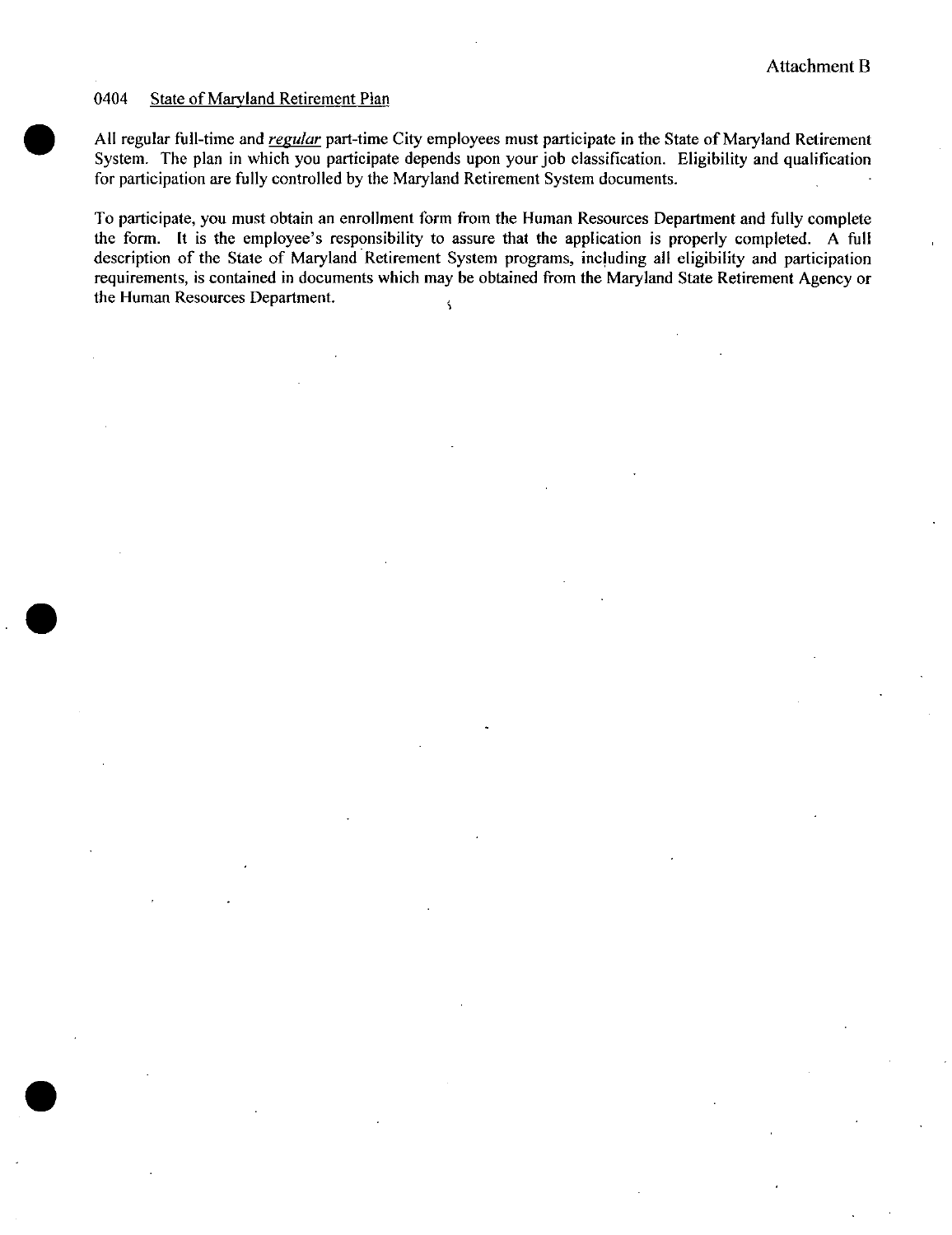Attachment B

## 0404 State of Maryland Retirement Plan

All regular full-time and ***regular*** part-time City employees must participate in the State of Maryland Retirement System. The plan in which you participate depends upon your job classification. Eligibility and qualification for participation are fully controlled by the Maryland Retirement System documents.

To participate, you must obtain an enrollment form from the Human Resources Department and fully complete the form. It is the employee's responsibility to assure that the application is properly completed. A full description of the State of Maryland Retirement System programs, including all eligibility and participation requirements, is contained in documents which may be obtained from the Maryland State Retirement Agency or the Human Resources Department.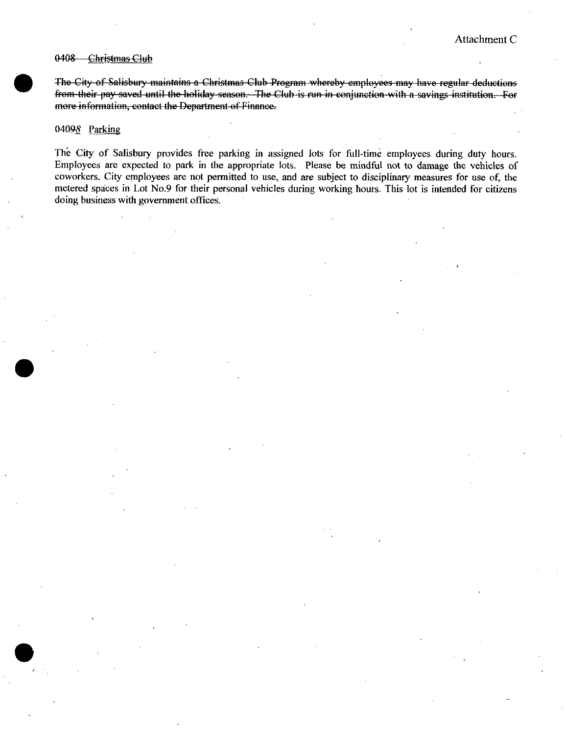Attachment C

~~0408 Christmas Club~~

~~The City of Salisbury maintains a Christmas Club Program whereby employees may have regular deductions from their pay saved until the holiday season. The Club is run in conjunction with a savings institution. For more information, contact the Department of Finance.~~

040~~9~~8 Parking

The City of Salisbury provides free parking in assigned lots for full-time employees during duty hours. Employees are expected to park in the appropriate lots. Please be mindful not to damage the vehicles of coworkers. City employees are not permitted to use, and are subject to disciplinary measures for use of, the metered spaces in Lot No.9 for their personal vehicles during working hours. This lot is intended for citizens doing business with government offices.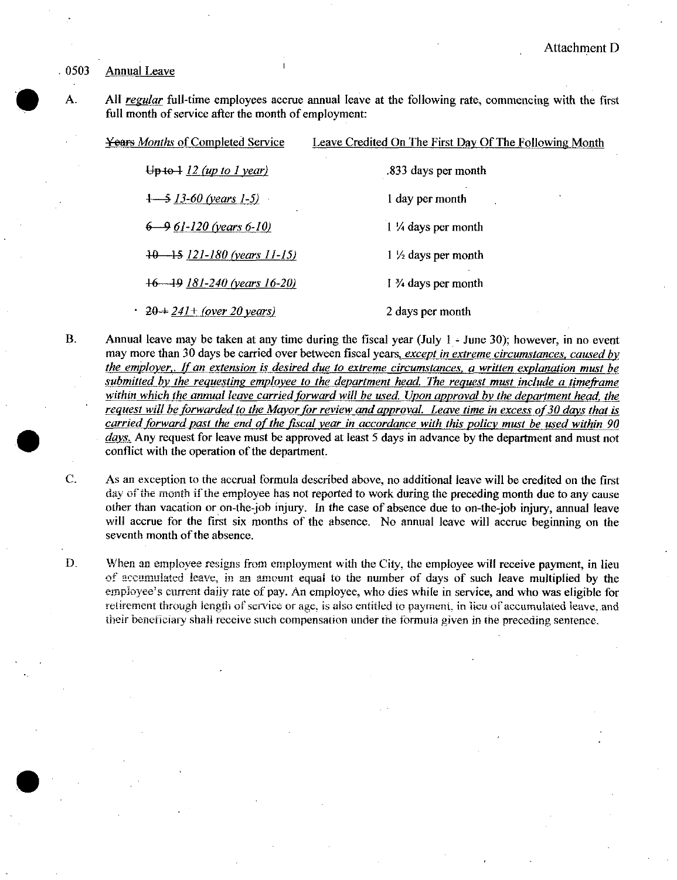Attachment D

. 0503 Annual Leave

A. All *regular* full-time employees accrue annual leave at the following rate, commencing with the first full month of service after the month of employment:

| ~~Years~~ *Months* of Completed Service | Leave Credited On The First Day Of The Following Month |
|---|---|
| ~~Up to 1~~ *12 (up to 1 year)* | .833 days per month |
| ~~1—5~~ *13-60 (years 1-5)* | 1 day per month |
| ~~6—9~~ *61-120 (years 6-10)* | 1 ¼ days per month |
| ~~10—15~~ *121-180 (years 11-15)* | 1 ½ days per month |
| ~~16—19~~ *181-240 (years 16-20)* | 1 ¾ days per month |
| ~~20+~~ *241+ (over 20 years)* | 2 days per month |

B. Annual leave may be taken at any time during the fiscal year (July 1 - June 30); however, in no event may more than 30 days be carried over between fiscal years*, except in extreme circumstances, caused by the employer,. If an extension is desired due to extreme circumstances, a written explanation must be submitted by the requesting employee to the department head. The request must include a timeframe within which the annual leave carried forward will be used. Upon approval by the department head, the request will be forwarded to the Mayor for review and approval. Leave time in excess of 30 days that is carried forward past the end of the fiscal year in accordance with this policy must be used within 90 days.* Any request for leave must be approved at least 5 days in advance by the department and must not conflict with the operation of the department.

C. As an exception to the accrual formula described above, no additional leave will be credited on the first day of the month if the employee has not reported to work during the preceding month due to any cause other than vacation or on-the-job injury. In the case of absence due to on-the-job injury, annual leave will accrue for the first six months of the absence. No annual leave will accrue beginning on the seventh month of the absence.

D. When an employee resigns from employment with the City, the employee will receive payment, in lieu of accumulated leave, in an amount equal to the number of days of such leave multiplied by the employee's current daily rate of pay. An employee, who dies while in service, and who was eligible for retirement through length of service or age, is also entitled to payment, in lieu of accumulated leave, and their beneficiary shall receive such compensation under the formula given in the preceding sentence.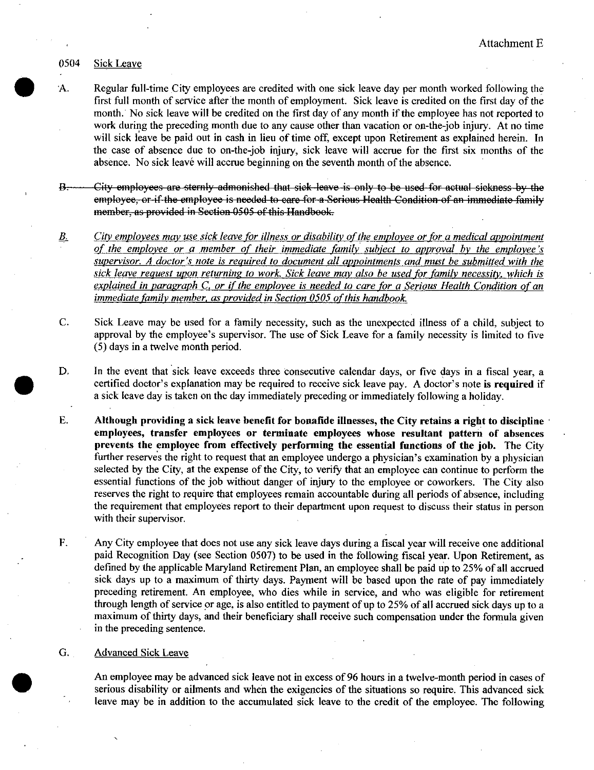Attachment E

0504 Sick Leave

A. Regular full-time City employees are credited with one sick leave day per month worked following the first full month of service after the month of employment. Sick leave is credited on the first day of the month. No sick leave will be credited on the first day of any month if the employee has not reported to work during the preceding month due to any cause other than vacation or on-the-job injury. At no time will sick leave be paid out in cash in lieu of time off, except upon Retirement as explained herein. In the case of absence due to on-the-job injury, sick leave will accrue for the first six months of the absence. No sick leave will accrue beginning on the seventh month of the absence.

~~B. City employees are sternly admonished that sick leave is only to be used for actual sickness by the employee, or if the employee is needed to care for a Serious Health Condition of an immediate family member, as provided in Section 0505 of this Handbook.~~

*B. City employees may use sick leave for illness or disability of the employee or for a medical appointment of the employee or a member of their immediate family subject to approval by the employee's supervisor. A doctor's note is required to document all appointments and must be submitted with the sick leave request upon returning to work. Sick leave may also be used for family necessity, which is explained in paragraph C, or if the employee is needed to care for a Serious Health Condition of an immediate family member, as provided in Section 0505 of this handbook.*

C. Sick Leave may be used for a family necessity, such as the unexpected illness of a child, subject to approval by the employee's supervisor. The use of Sick Leave for a family necessity is limited to five (5) days in a twelve month period.

D. In the event that sick leave exceeds three consecutive calendar days, or five days in a fiscal year, a certified doctor's explanation may be required to receive sick leave pay. A doctor's note **is required** if a sick leave day is taken on the day immediately preceding or immediately following a holiday.

E. **Although providing a sick leave benefit for bonafide illnesses, the City retains a right to discipline employees, transfer employees or terminate employees whose resultant pattern of absences prevents the employee from effectively performing the essential functions of the job.** The City further reserves the right to request that an employee undergo a physician's examination by a physician selected by the City, at the expense of the City, to verify that an employee can continue to perform the essential functions of the job without danger of injury to the employee or coworkers. The City also reserves the right to require that employees remain accountable during all periods of absence, including the requirement that employees report to their department upon request to discuss their status in person with their supervisor.

F. Any City employee that does not use any sick leave days during a fiscal year will receive one additional paid Recognition Day (see Section 0507) to be used in the following fiscal year. Upon Retirement, as defined by the applicable Maryland Retirement Plan, an employee shall be paid up to 25% of all accrued sick days up to a maximum of thirty days. Payment will be based upon the rate of pay immediately preceding retirement. An employee, who dies while in service, and who was eligible for retirement through length of service or age, is also entitled to payment of up to 25% of all accrued sick days up to a maximum of thirty days, and their beneficiary shall receive such compensation under the formula given in the preceding sentence.

G. Advanced Sick Leave

An employee may be advanced sick leave not in excess of 96 hours in a twelve-month period in cases of serious disability or ailments and when the exigencies of the situations so require. This advanced sick leave may be in addition to the accumulated sick leave to the credit of the employee. The following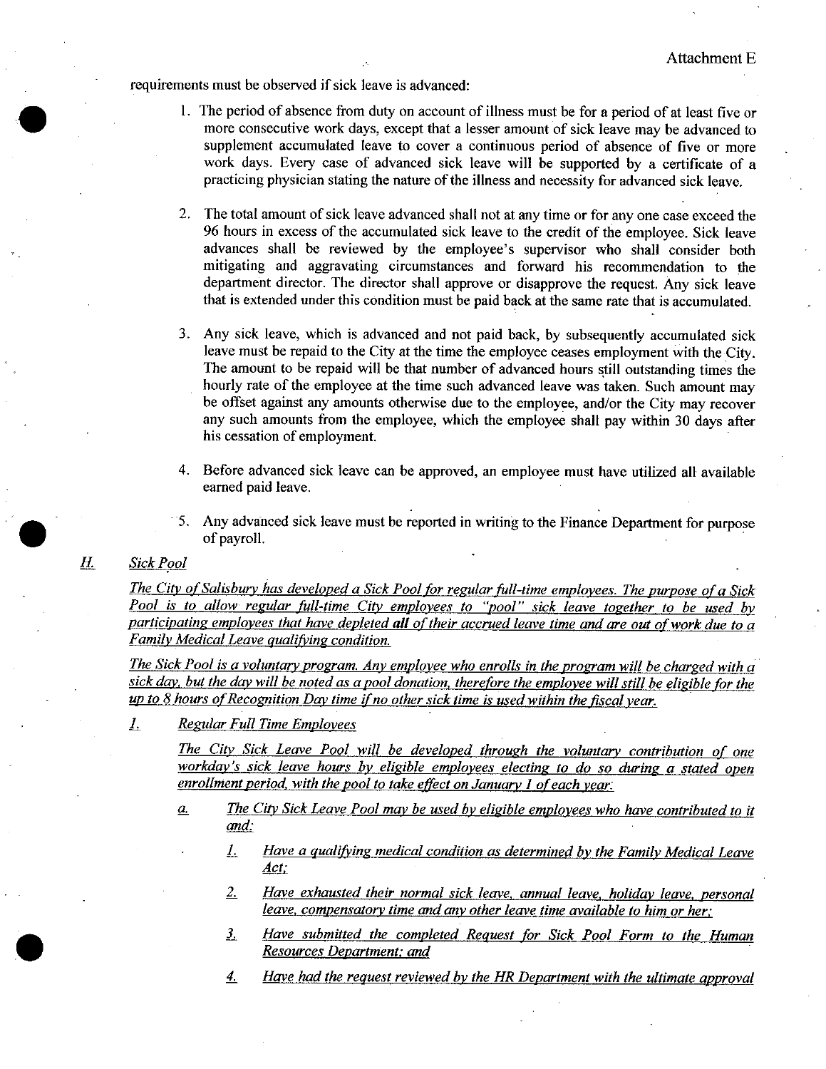requirements must be observed if sick leave is advanced:

1. The period of absence from duty on account of illness must be for a period of at least five or more consecutive work days, except that a lesser amount of sick leave may be advanced to supplement accumulated leave to cover a continuous period of absence of five or more work days. Every case of advanced sick leave will be supported by a certificate of a practicing physician stating the nature of the illness and necessity for advanced sick leave.

2. The total amount of sick leave advanced shall not at any time or for any one case exceed the 96 hours in excess of the accumulated sick leave to the credit of the employee. Sick leave advances shall be reviewed by the employee's supervisor who shall consider both mitigating and aggravating circumstances and forward his recommendation to the department director. The director shall approve or disapprove the request. Any sick leave that is extended under this condition must be paid back at the same rate that is accumulated.

3. Any sick leave, which is advanced and not paid back, by subsequently accumulated sick leave must be repaid to the City at the time the employee ceases employment with the City. The amount to be repaid will be that number of advanced hours still outstanding times the hourly rate of the employee at the time such advanced leave was taken. Such amount may be offset against any amounts otherwise due to the employee, and/or the City may recover any such amounts from the employee, which the employee shall pay within 30 days after his cessation of employment.

4. Before advanced sick leave can be approved, an employee must have utilized all available earned paid leave.

5. Any advanced sick leave must be reported in writing to the Finance Department for purpose of payroll.

### *H. Sick Pool*

*The City of Salisbury has developed a Sick Pool for regular full-time employees. The purpose of a Sick Pool is to allow regular full-time City employees to "pool" sick leave together to be used by participating employees that have depleted* ***all*** *of their accrued leave time and are out of work due to a Family Medical Leave qualifying condition.*

*The Sick Pool is a voluntary program. Any employee who enrolls in the program will be charged with a sick day, but the day will be noted as a pool donation, therefore the employee will still be eligible for the up to 8 hours of Recognition Day time if no other sick time is used within the fiscal year.*

#### *1. Regular Full Time Employees*

*The City Sick Leave Pool will be developed through the voluntary contribution of one workday's sick leave hours by eligible employees electing to do so during a stated open enrollment period, with the pool to take effect on January 1 of each year:*

*a. The City Sick Leave Pool may be used by eligible employees who have contributed to it and:*

*1. Have a qualifying medical condition as determined by the Family Medical Leave Act;*

*2. Have exhausted their normal sick leave, annual leave, holiday leave, personal leave, compensatory time and any other leave time available to him or her;*

*3. Have submitted the completed Request for Sick Pool Form to the Human Resources Department; and*

*4. Have had the request reviewed by the HR Department with the ultimate approval*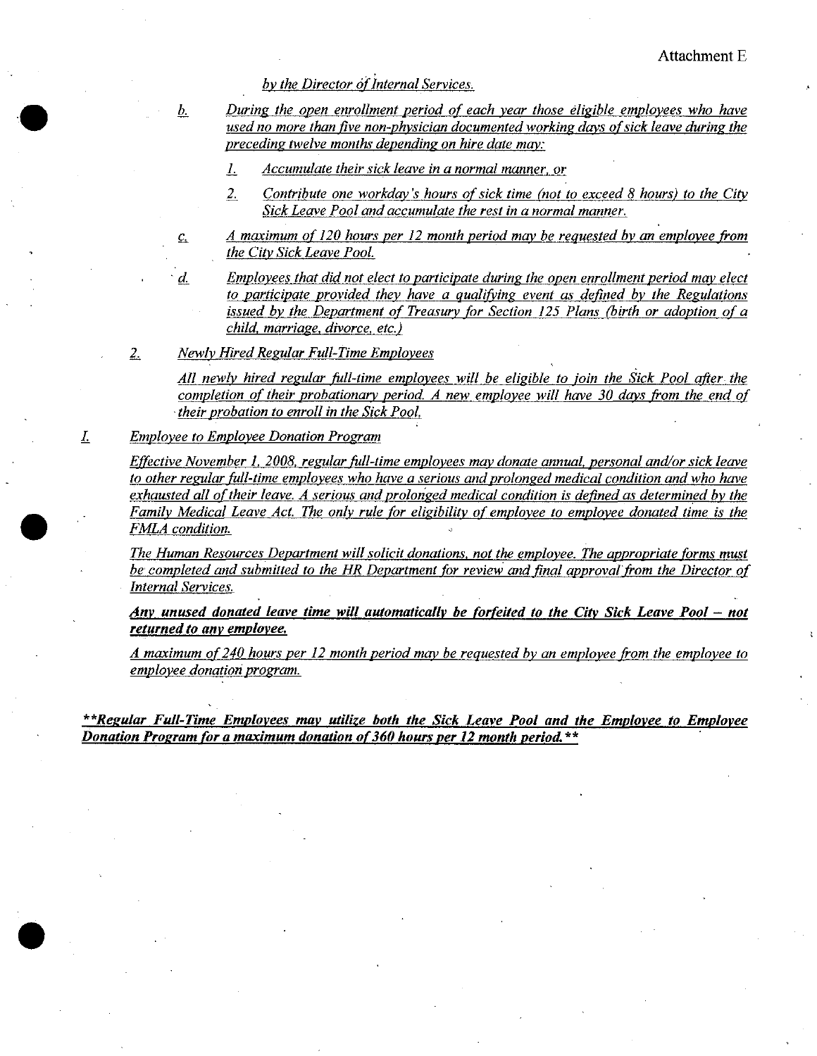*by the Director of Internal Services.*

*b.* *During the open enrollment period of each year those eligible employees who have used no more than five non-physician documented working days of sick leave during the preceding twelve months depending on hire date may:*

*1.* *Accumulate their sick leave in a normal manner, or*

*2.* *Contribute one workday's hours of sick time (not to exceed 8 hours) to the City Sick Leave Pool and accumulate the rest in a normal manner.*

*c.* *A maximum of 120 hours per 12 month period may be requested by an employee from the City Sick Leave Pool.*

*d.* *Employees that did not elect to participate during the open enrollment period may elect to participate provided they have a qualifying event as defined by the Regulations issued by the Department of Treasury for Section 125 Plans (birth or adoption of a child, marriage, divorce, etc.)*

*2.* *Newly Hired Regular Full-Time Employees*

*All newly hired regular full-time employees will be eligible to join the Sick Pool after the completion of their probationary period. A new employee will have 30 days from the end of their probation to enroll in the Sick Pool.*

*I.* *Employee to Employee Donation Program*

*Effective November 1, 2008, regular full-time employees may donate annual, personal and/or sick leave to other regular full-time employees who have a serious and prolonged medical condition and who have exhausted all of their leave. A serious and prolonged medical condition is defined as determined by the Family Medical Leave Act. The only rule for eligibility of employee to employee donated time is the FMLA condition.*

*The Human Resources Department will solicit donations, not the employee. The appropriate forms must be completed and submitted to the HR Department for review and final approval from the Director of Internal Services.*

***Any unused donated leave time will automatically be forfeited to the City Sick Leave Pool – not returned to any employee.***

*A maximum of 240 hours per 12 month period may be requested by an employee from the employee to employee donation program.*

***\*\*Regular Full-Time Employees may utilize both the Sick Leave Pool and the Employee to Employee Donation Program for a maximum donation of 360 hours per 12 month period.\*\****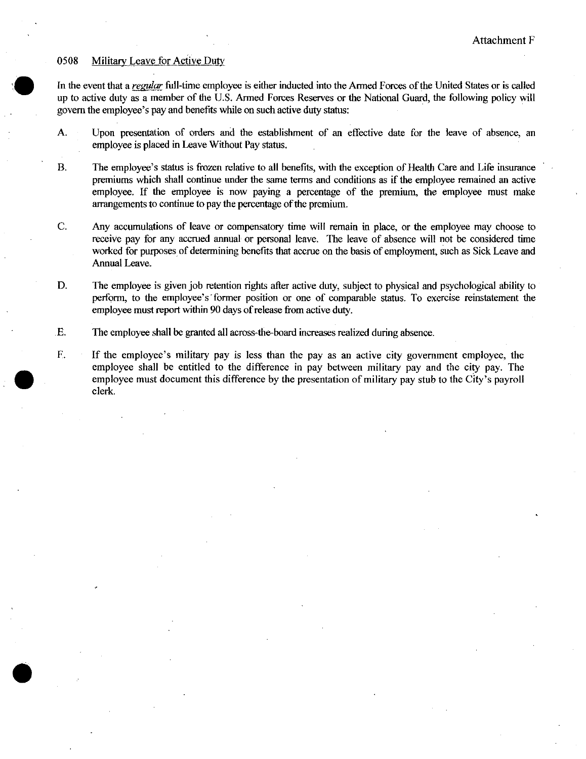Attachment F

## 0508 Military Leave for Active Duty

In the event that a *regular* full-time employee is either inducted into the Armed Forces of the United States or is called up to active duty as a member of the U.S. Armed Forces Reserves or the National Guard, the following policy will govern the employee's pay and benefits while on such active duty status:

A. Upon presentation of orders and the establishment of an effective date for the leave of absence, an employee is placed in Leave Without Pay status.

B. The employee's status is frozen relative to all benefits, with the exception of Health Care and Life insurance premiums which shall continue under the same terms and conditions as if the employee remained an active employee. If the employee is now paying a percentage of the premium, the employee must make arrangements to continue to pay the percentage of the premium.

C. Any accumulations of leave or compensatory time will remain in place, or the employee may choose to receive pay for any accrued annual or personal leave. The leave of absence will not be considered time worked for purposes of determining benefits that accrue on the basis of employment, such as Sick Leave and Annual Leave.

D. The employee is given job retention rights after active duty, subject to physical and psychological ability to perform, to the employee's former position or one of comparable status. To exercise reinstatement the employee must report within 90 days of release from active duty.

E. The employee shall be granted all across-the-board increases realized during absence.

F. If the employee's military pay is less than the pay as an active city government employee, the employee shall be entitled to the difference in pay between military pay and the city pay. The employee must document this difference by the presentation of military pay stub to the City's payroll clerk.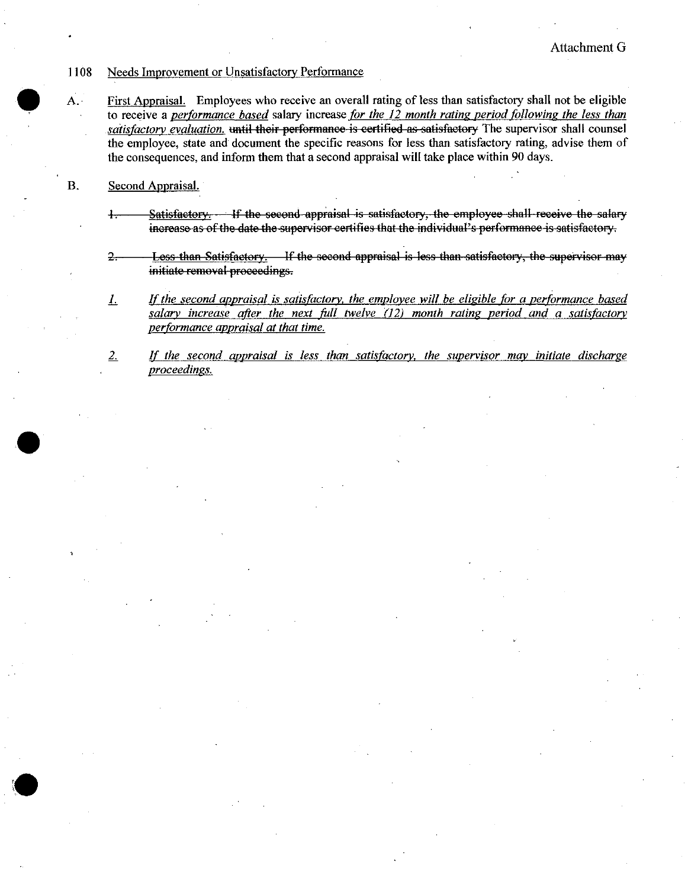Attachment G

1108 Needs Improvement or Unsatisfactory Performance

A. First Appraisal. Employees who receive an overall rating of less than satisfactory shall not be eligible to receive a *performance based* salary increase *for the 12 month rating period following the less than satisfactory evaluation.* ~~until their performance is certified as satisfactory~~ The supervisor shall counsel the employee, state and document the specific reasons for less than satisfactory rating, advise them of the consequences, and inform them that a second appraisal will take place within 90 days.

B. Second Appraisal.

~~1. Satisfactory. If the second appraisal is satisfactory, the employee shall receive the salary increase as of the date the supervisor certifies that the individual's performance is satisfactory.~~

~~2. Less than Satisfactory. If the second appraisal is less than satisfactory, the supervisor may initiate removal proceedings.~~

*1. If the second appraisal is satisfactory, the employee will be eligible for a performance based salary increase after the next full twelve (12) month rating period and a satisfactory performance appraisal at that time.*

*2. If the second appraisal is less than satisfactory, the supervisor may initiate discharge proceedings.*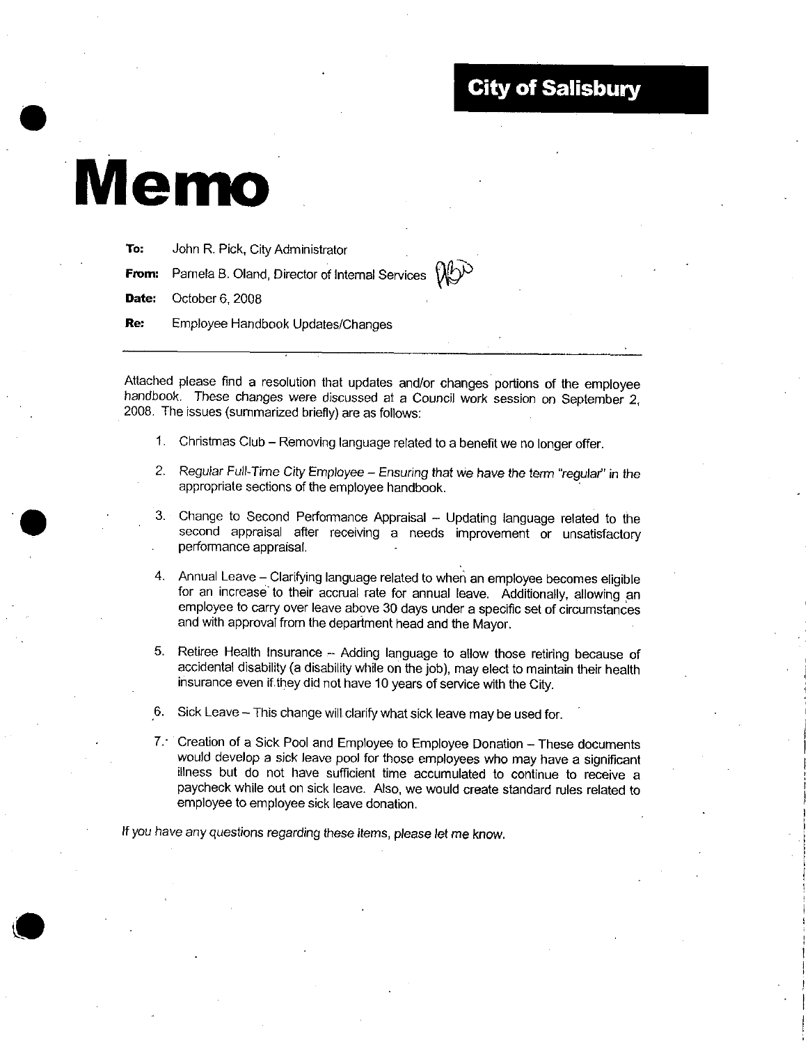**City of Salisbury**

# Memo

**To:** John R. Pick, City Administrator

**From:** Pamela B. Oland, Director of Internal Services

**Date:** October 6, 2008

**Re:** Employee Handbook Updates/Changes

---

Attached please find a resolution that updates and/or changes portions of the employee handbook. These changes were discussed at a Council work session on September 2, 2008. The issues (summarized briefly) are as follows:

1. Christmas Club – Removing language related to a benefit we no longer offer.
2. Regular Full-Time City Employee – Ensuring that we have the term "regular" in the appropriate sections of the employee handbook.
3. Change to Second Performance Appraisal – Updating language related to the second appraisal after receiving a needs improvement or unsatisfactory performance appraisal.
4. Annual Leave – Clarifying language related to when an employee becomes eligible for an increase to their accrual rate for annual leave. Additionally, allowing an employee to carry over leave above 30 days under a specific set of circumstances and with approval from the department head and the Mayor.
5. Retiree Health Insurance – Adding language to allow those retiring because of accidental disability (a disability while on the job), may elect to maintain their health insurance even if they did not have 10 years of service with the City.
6. Sick Leave – This change will clarify what sick leave may be used for.
7. Creation of a Sick Pool and Employee to Employee Donation – These documents would develop a sick leave pool for those employees who may have a significant illness but do not have sufficient time accumulated to continue to receive a paycheck while out on sick leave. Also, we would create standard rules related to employee to employee sick leave donation.

*If you have any questions regarding these items, please let me know.*